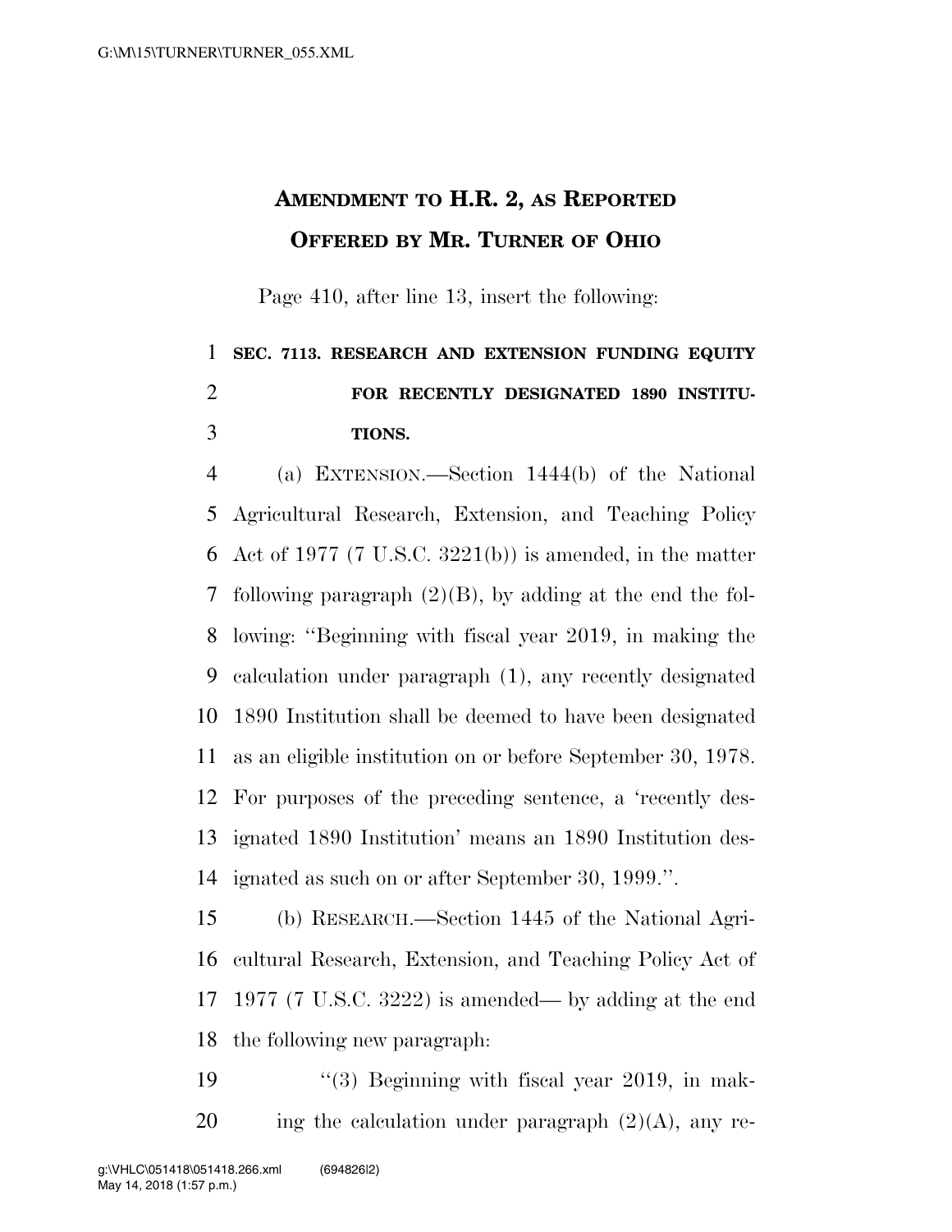# AMENDMENT TO H.R. 2, AS REPORTED
# OFFERED BY MR. TURNER OF OHIO

Page 410, after line 13, insert the following:

**SEC. 7113. RESEARCH AND EXTENSION FUNDING EQUITY FOR RECENTLY DESIGNATED 1890 INSTITUTIONS.**

(a) EXTENSION.—Section 1444(b) of the National Agricultural Research, Extension, and Teaching Policy Act of 1977 (7 U.S.C. 3221(b)) is amended, in the matter following paragraph (2)(B), by adding at the end the following: "Beginning with fiscal year 2019, in making the calculation under paragraph (1), any recently designated 1890 Institution shall be deemed to have been designated as an eligible institution on or before September 30, 1978. For purposes of the preceding sentence, a 'recently designated 1890 Institution' means an 1890 Institution designated as such on or after September 30, 1999.".

(b) RESEARCH.—Section 1445 of the National Agricultural Research, Extension, and Teaching Policy Act of 1977 (7 U.S.C. 3222) is amended— by adding at the end the following new paragraph:

"(3) Beginning with fiscal year 2019, in making the calculation under paragraph (2)(A), any re-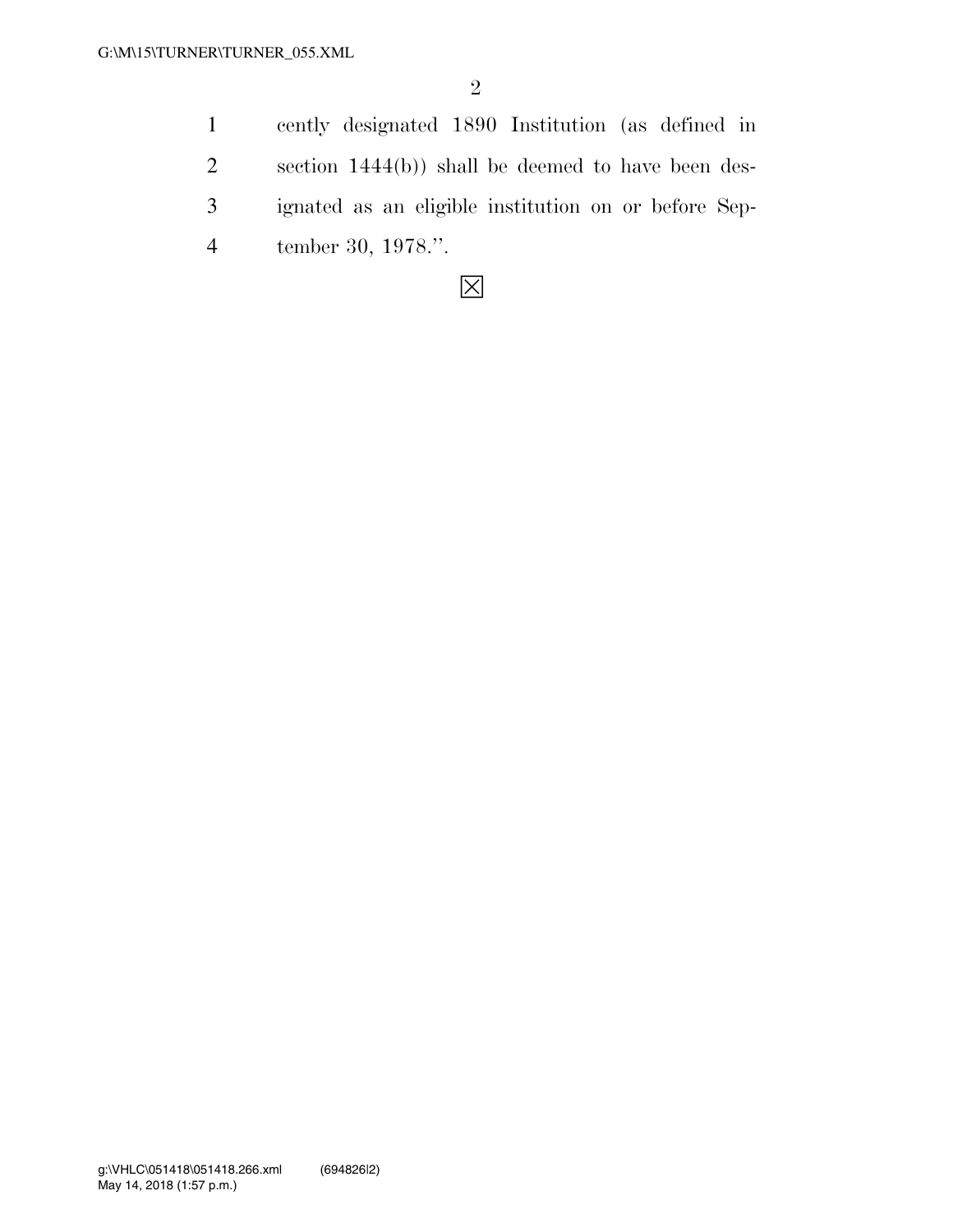cently designated 1890 Institution (as defined in section 1444(b)) shall be deemed to have been designated as an eligible institution on or before September 30, 1978.''.